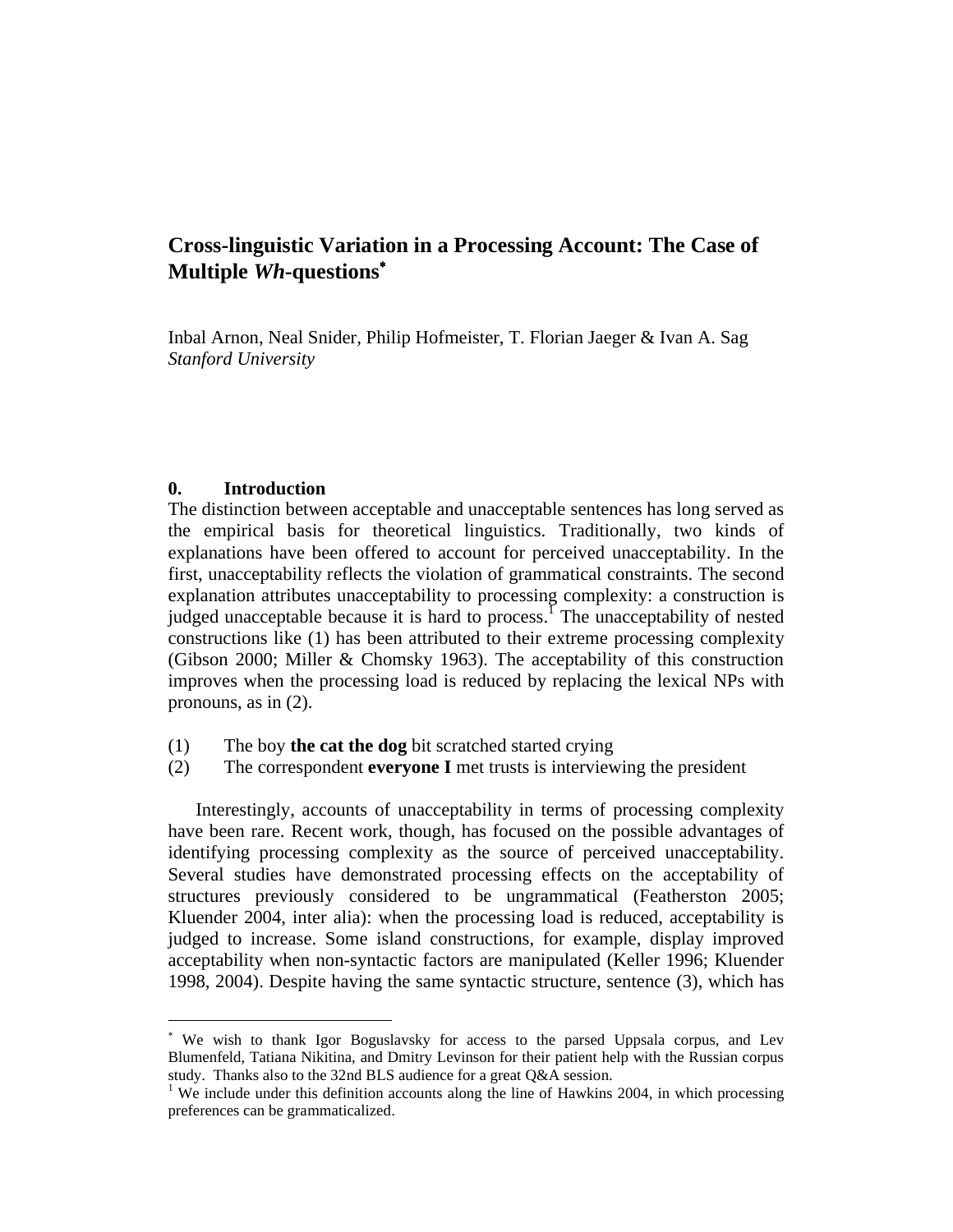# Cross-linguistic Variation in a Processing Account: The Case of Multiple *Wh*-questions[*]

Inbal Arnon, Neal Snider, Philip Hofmeister, T. Florian Jaeger & Ivan A. Sag
*Stanford University*

## 0. Introduction

The distinction between acceptable and unacceptable sentences has long served as the empirical basis for theoretical linguistics. Traditionally, two kinds of explanations have been offered to account for perceived unacceptability. In the first, unacceptability reflects the violation of grammatical constraints. The second explanation attributes unacceptability to processing complexity: a construction is judged unacceptable because it is hard to process.[1] The unacceptability of nested constructions like (1) has been attributed to their extreme processing complexity (Gibson 2000; Miller & Chomsky 1963). The acceptability of this construction improves when the processing load is reduced by replacing the lexical NPs with pronouns, as in (2).

(1) The boy **the cat the dog** bit scratched started crying
(2) The correspondent **everyone I** met trusts is interviewing the president

Interestingly, accounts of unacceptability in terms of processing complexity have been rare. Recent work, though, has focused on the possible advantages of identifying processing complexity as the source of perceived unacceptability. Several studies have demonstrated processing effects on the acceptability of structures previously considered to be ungrammatical (Featherston 2005; Kluender 2004, inter alia): when the processing load is reduced, acceptability is judged to increase. Some island constructions, for example, display improved acceptability when non-syntactic factors are manipulated (Keller 1996; Kluender 1998, 2004). Despite having the same syntactic structure, sentence (3), which has

[*] We wish to thank Igor Boguslavsky for access to the parsed Uppsala corpus, and Lev Blumenfeld, Tatiana Nikitina, and Dmitry Levinson for their patient help with the Russian corpus study. Thanks also to the 32nd BLS audience for a great Q&A session.

[1] We include under this definition accounts along the line of Hawkins 2004, in which processing preferences can be grammaticalized.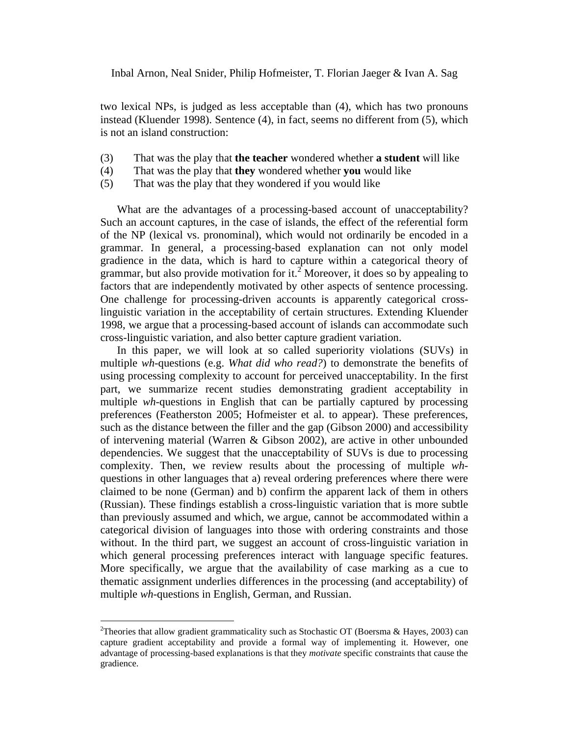two lexical NPs, is judged as less acceptable than (4), which has two pronouns instead (Kluender 1998). Sentence (4), in fact, seems no different from (5), which is not an island construction:

(3) That was the play that **the teacher** wondered whether **a student** will like
(4) That was the play that **they** wondered whether **you** would like
(5) That was the play that they wondered if you would like

What are the advantages of a processing-based account of unacceptability? Such an account captures, in the case of islands, the effect of the referential form of the NP (lexical vs. pronominal), which would not ordinarily be encoded in a grammar. In general, a processing-based explanation can not only model gradience in the data, which is hard to capture within a categorical theory of grammar, but also provide motivation for it.[2] Moreover, it does so by appealing to factors that are independently motivated by other aspects of sentence processing. One challenge for processing-driven accounts is apparently categorical cross-linguistic variation in the acceptability of certain structures. Extending Kluender 1998, we argue that a processing-based account of islands can accommodate such cross-linguistic variation, and also better capture gradient variation.

In this paper, we will look at so called superiority violations (SUVs) in multiple *wh*-questions (e.g. *What did who read?*) to demonstrate the benefits of using processing complexity to account for perceived unacceptability. In the first part, we summarize recent studies demonstrating gradient acceptability in multiple *wh*-questions in English that can be partially captured by processing preferences (Featherston 2005; Hofmeister et al. to appear). These preferences, such as the distance between the filler and the gap (Gibson 2000) and accessibility of intervening material (Warren & Gibson 2002), are active in other unbounded dependencies. We suggest that the unacceptability of SUVs is due to processing complexity. Then, we review results about the processing of multiple *wh*-questions in other languages that a) reveal ordering preferences where there were claimed to be none (German) and b) confirm the apparent lack of them in others (Russian). These findings establish a cross-linguistic variation that is more subtle than previously assumed and which, we argue, cannot be accommodated within a categorical division of languages into those with ordering constraints and those without. In the third part, we suggest an account of cross-linguistic variation in which general processing preferences interact with language specific features. More specifically, we argue that the availability of case marking as a cue to thematic assignment underlies differences in the processing (and acceptability) of multiple *wh*-questions in English, German, and Russian.

[2]Theories that allow gradient grammaticality such as Stochastic OT (Boersma & Hayes, 2003) can capture gradient acceptability and provide a formal way of implementing it. However, one advantage of processing-based explanations is that they *motivate* specific constraints that cause the gradience.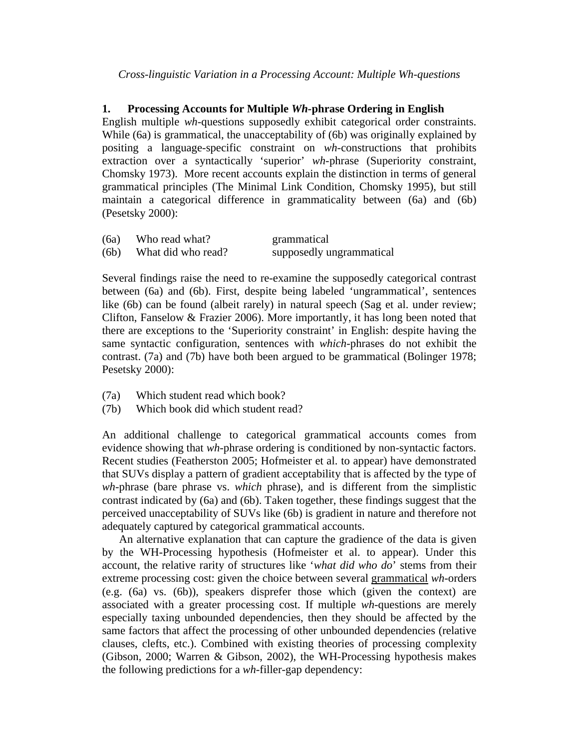*Cross-linguistic Variation in a Processing Account: Multiple Wh-questions*

## 1. Processing Accounts for Multiple *Wh*-phrase Ordering in English

English multiple *wh*-questions supposedly exhibit categorical order constraints. While (6a) is grammatical, the unacceptability of (6b) was originally explained by positing a language-specific constraint on *wh*-constructions that prohibits extraction over a syntactically 'superior' *wh*-phrase (Superiority constraint, Chomsky 1973). More recent accounts explain the distinction in terms of general grammatical principles (The Minimal Link Condition, Chomsky 1995), but still maintain a categorical difference in grammaticality between (6a) and (6b) (Pesetsky 2000):

| | | |
|---|---|---|
| (6a) | Who read what? | grammatical |
| (6b) | What did who read? | supposedly ungrammatical |

Several findings raise the need to re-examine the supposedly categorical contrast between (6a) and (6b). First, despite being labeled 'ungrammatical', sentences like (6b) can be found (albeit rarely) in natural speech (Sag et al. under review; Clifton, Fanselow & Frazier 2006). More importantly, it has long been noted that there are exceptions to the 'Superiority constraint' in English: despite having the same syntactic configuration, sentences with *which*-phrases do not exhibit the contrast. (7a) and (7b) have both been argued to be grammatical (Bolinger 1978; Pesetsky 2000):

(7a) Which student read which book?
(7b) Which book did which student read?

An additional challenge to categorical grammatical accounts comes from evidence showing that *wh*-phrase ordering is conditioned by non-syntactic factors. Recent studies (Featherston 2005; Hofmeister et al. to appear) have demonstrated that SUVs display a pattern of gradient acceptability that is affected by the type of *wh*-phrase (bare phrase vs. *which* phrase), and is different from the simplistic contrast indicated by (6a) and (6b). Taken together, these findings suggest that the perceived unacceptability of SUVs like (6b) is gradient in nature and therefore not adequately captured by categorical grammatical accounts.

An alternative explanation that can capture the gradience of the data is given by the WH-Processing hypothesis (Hofmeister et al. to appear). Under this account, the relative rarity of structures like '*what did who do*' stems from their extreme processing cost: given the choice between several grammatical *wh*-orders (e.g. (6a) vs. (6b)), speakers disprefer those which (given the context) are associated with a greater processing cost. If multiple *wh*-questions are merely especially taxing unbounded dependencies, then they should be affected by the same factors that affect the processing of other unbounded dependencies (relative clauses, clefts, etc.). Combined with existing theories of processing complexity (Gibson, 2000; Warren & Gibson, 2002), the WH-Processing hypothesis makes the following predictions for a *wh*-filler-gap dependency: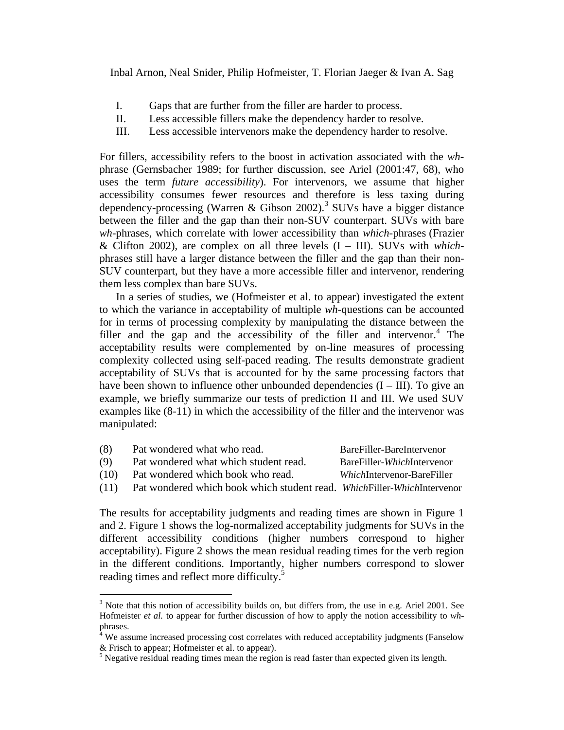I. Gaps that are further from the filler are harder to process.
II. Less accessible fillers make the dependency harder to resolve.
III. Less accessible intervenors make the dependency harder to resolve.

For fillers, accessibility refers to the boost in activation associated with the *wh*-phrase (Gernsbacher 1989; for further discussion, see Ariel (2001:47, 68), who uses the term *future accessibility*). For intervenors, we assume that higher accessibility consumes fewer resources and therefore is less taxing during dependency-processing (Warren & Gibson 2002).[3] SUVs have a bigger distance between the filler and the gap than their non-SUV counterpart. SUVs with bare *wh*-phrases, which correlate with lower accessibility than *which*-phrases (Frazier & Clifton 2002), are complex on all three levels (I – III). SUVs with *which*-phrases still have a larger distance between the filler and the gap than their non-SUV counterpart, but they have a more accessible filler and intervenor, rendering them less complex than bare SUVs.

In a series of studies, we (Hofmeister et al. to appear) investigated the extent to which the variance in acceptability of multiple *wh*-questions can be accounted for in terms of processing complexity by manipulating the distance between the filler and the gap and the accessibility of the filler and intervenor.[4] The acceptability results were complemented by on-line measures of processing complexity collected using self-paced reading. The results demonstrate gradient acceptability of SUVs that is accounted for by the same processing factors that have been shown to influence other unbounded dependencies (I – III). To give an example, we briefly summarize our tests of prediction II and III. We used SUV examples like (8-11) in which the accessibility of the filler and the intervenor was manipulated:

(8) Pat wondered what who read. BareFiller-BareIntervenor
(9) Pat wondered what which student read. BareFiller-*Which*Intervenor
(10) Pat wondered which book who read. *Which*Intervenor-BareFiller
(11) Pat wondered which book which student read. *Which*Filler-*Which*Intervenor

The results for acceptability judgments and reading times are shown in Figure 1 and 2. Figure 1 shows the log-normalized acceptability judgments for SUVs in the different accessibility conditions (higher numbers correspond to higher acceptability). Figure 2 shows the mean residual reading times for the verb region in the different conditions. Importantly, higher numbers correspond to slower reading times and reflect more difficulty.[5]

---

[3] Note that this notion of accessibility builds on, but differs from, the use in e.g. Ariel 2001. See Hofmeister *et al.* to appear for further discussion of how to apply the notion accessibility to *wh*-phrases.

[4] We assume increased processing cost correlates with reduced acceptability judgments (Fanselow & Frisch to appear; Hofmeister et al. to appear).

[5] Negative residual reading times mean the region is read faster than expected given its length.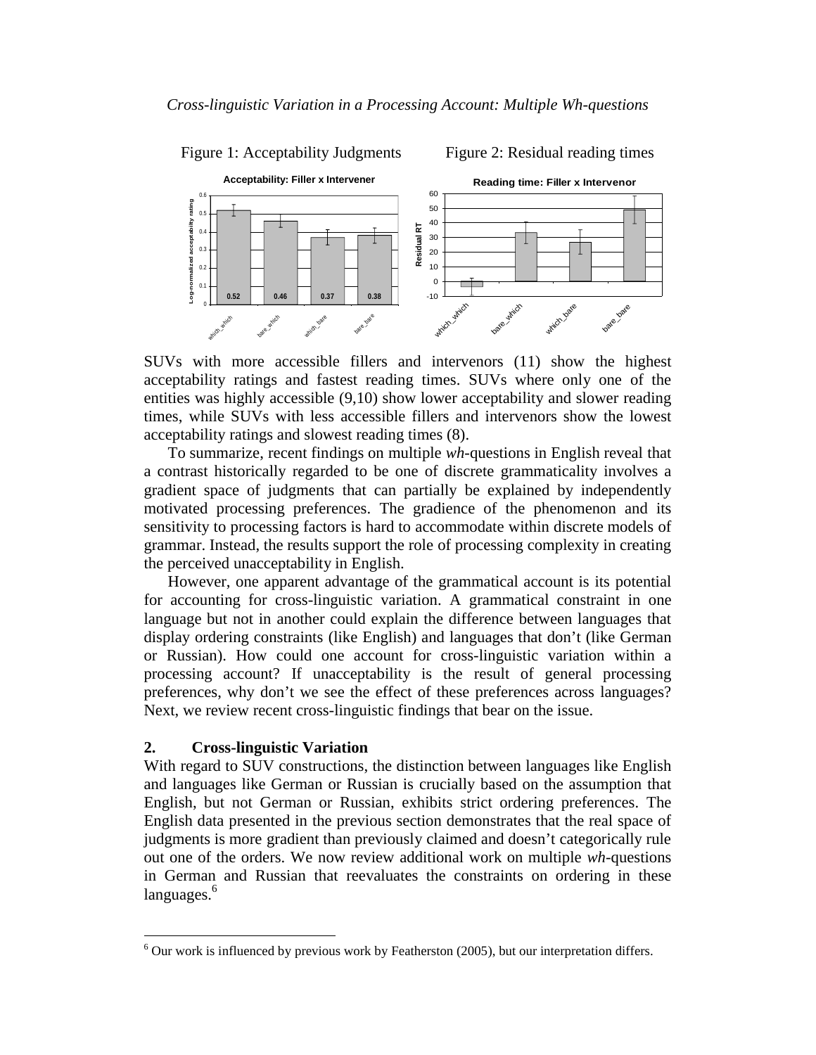Figure 1: Acceptability Judgments

Figure 2: Residual reading times

SUVs with more accessible fillers and intervenors (11) show the highest acceptability ratings and fastest reading times. SUVs where only one of the entities was highly accessible (9,10) show lower acceptability and slower reading times, while SUVs with less accessible fillers and intervenors show the lowest acceptability ratings and slowest reading times (8).

To summarize, recent findings on multiple *wh*-questions in English reveal that a contrast historically regarded to be one of discrete grammaticality involves a gradient space of judgments that can partially be explained by independently motivated processing preferences. The gradience of the phenomenon and its sensitivity to processing factors is hard to accommodate within discrete models of grammar. Instead, the results support the role of processing complexity in creating the perceived unacceptability in English.

However, one apparent advantage of the grammatical account is its potential for accounting for cross-linguistic variation. A grammatical constraint in one language but not in another could explain the difference between languages that display ordering constraints (like English) and languages that don't (like German or Russian). How could one account for cross-linguistic variation within a processing account? If unacceptability is the result of general processing preferences, why don't we see the effect of these preferences across languages? Next, we review recent cross-linguistic findings that bear on the issue.

## 2. Cross-linguistic Variation

With regard to SUV constructions, the distinction between languages like English and languages like German or Russian is crucially based on the assumption that English, but not German or Russian, exhibits strict ordering preferences. The English data presented in the previous section demonstrates that the real space of judgments is more gradient than previously claimed and doesn't categorically rule out one of the orders. We now review additional work on multiple *wh*-questions in German and Russian that reevaluates the constraints on ordering in these languages.[6]

[6] Our work is influenced by previous work by Featherston (2005), but our interpretation differs.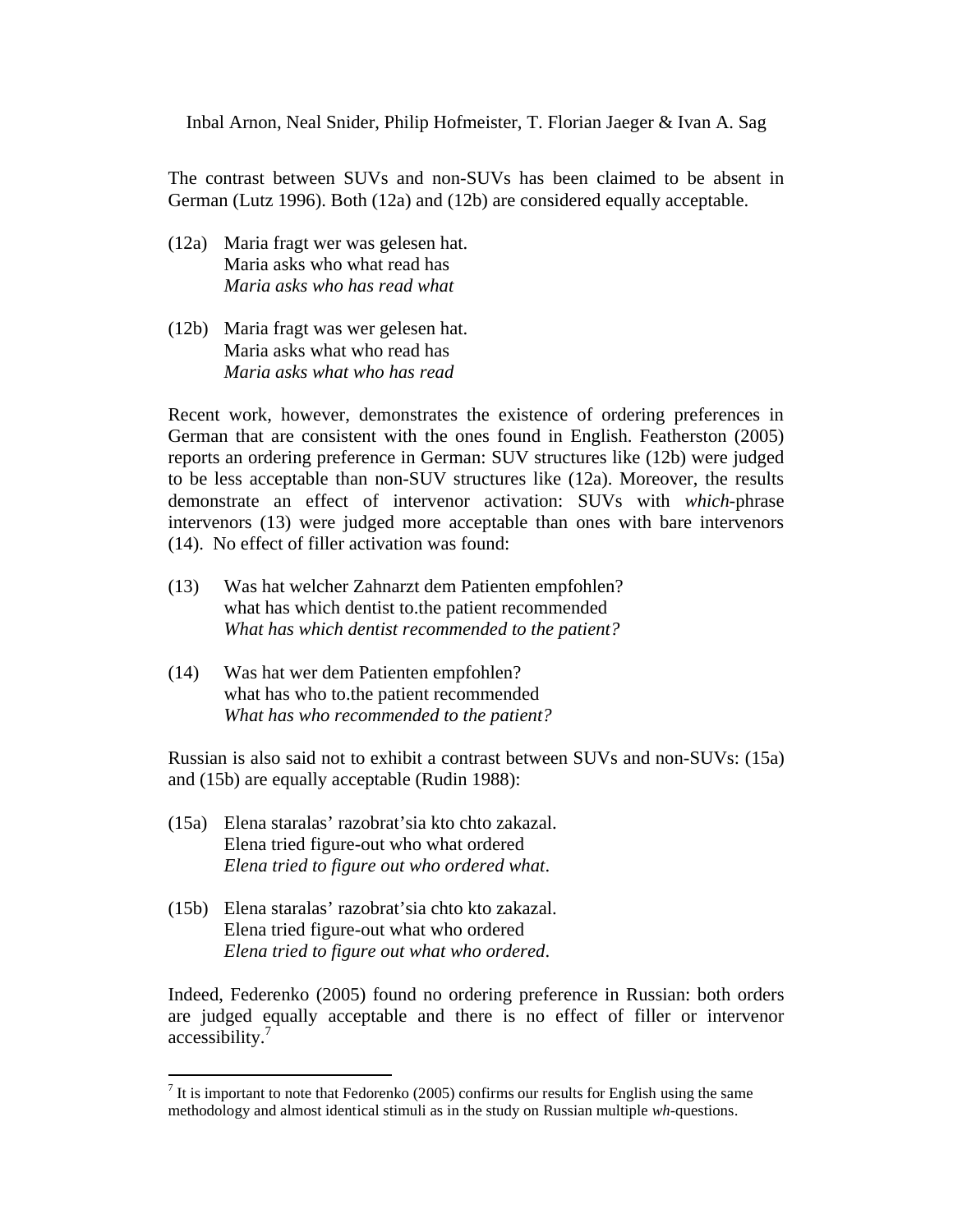The contrast between SUVs and non-SUVs has been claimed to be absent in German (Lutz 1996). Both (12a) and (12b) are considered equally acceptable.

(12a) Maria fragt wer was gelesen hat.
Maria asks who what read has
*Maria asks who has read what*

(12b) Maria fragt was wer gelesen hat.
Maria asks what who read has
*Maria asks what who has read*

Recent work, however, demonstrates the existence of ordering preferences in German that are consistent with the ones found in English. Featherston (2005) reports an ordering preference in German: SUV structures like (12b) were judged to be less acceptable than non-SUV structures like (12a). Moreover, the results demonstrate an effect of intervenor activation: SUVs with *which*-phrase intervenors (13) were judged more acceptable than ones with bare intervenors (14). No effect of filler activation was found:

(13) Was hat welcher Zahnarzt dem Patienten empfohlen?
what has which dentist to.the patient recommended
*What has which dentist recommended to the patient?*

(14) Was hat wer dem Patienten empfohlen?
what has who to.the patient recommended
*What has who recommended to the patient?*

Russian is also said not to exhibit a contrast between SUVs and non-SUVs: (15a) and (15b) are equally acceptable (Rudin 1988):

(15a) Elena staralas' razobrat'sia kto chto zakazal.
Elena tried figure-out who what ordered
*Elena tried to figure out who ordered what*.

(15b) Elena staralas' razobrat'sia chto kto zakazal.
Elena tried figure-out what who ordered
*Elena tried to figure out what who ordered*.

Indeed, Federenko (2005) found no ordering preference in Russian: both orders are judged equally acceptable and there is no effect of filler or intervenor accessibility.[7]

[7] It is important to note that Fedorenko (2005) confirms our results for English using the same methodology and almost identical stimuli as in the study on Russian multiple *wh*-questions.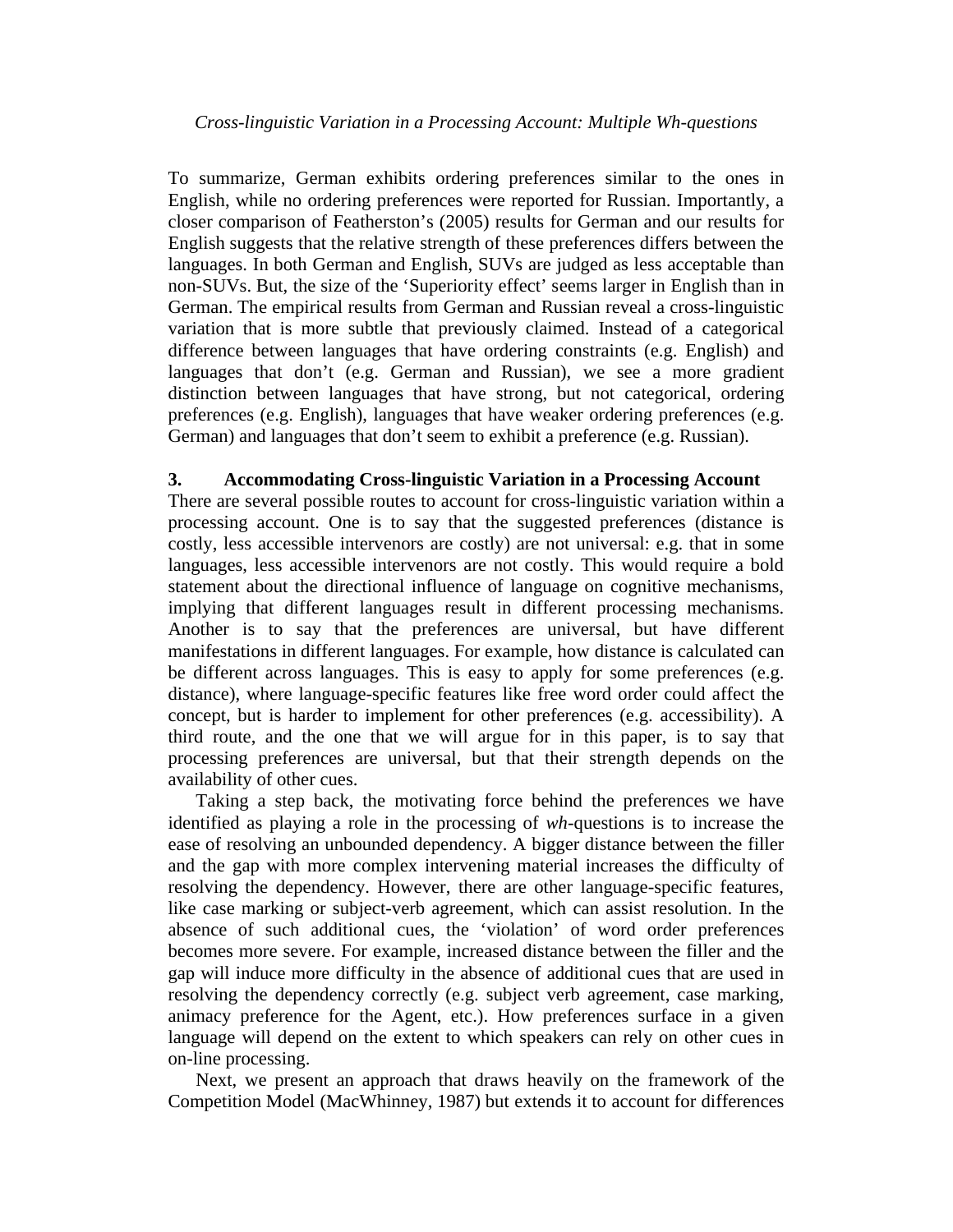To summarize, German exhibits ordering preferences similar to the ones in English, while no ordering preferences were reported for Russian. Importantly, a closer comparison of Featherston's (2005) results for German and our results for English suggests that the relative strength of these preferences differs between the languages. In both German and English, SUVs are judged as less acceptable than non-SUVs. But, the size of the 'Superiority effect' seems larger in English than in German. The empirical results from German and Russian reveal a cross-linguistic variation that is more subtle that previously claimed. Instead of a categorical difference between languages that have ordering constraints (e.g. English) and languages that don't (e.g. German and Russian), we see a more gradient distinction between languages that have strong, but not categorical, ordering preferences (e.g. English), languages that have weaker ordering preferences (e.g. German) and languages that don't seem to exhibit a preference (e.g. Russian).

## 3. Accommodating Cross-linguistic Variation in a Processing Account

There are several possible routes to account for cross-linguistic variation within a processing account. One is to say that the suggested preferences (distance is costly, less accessible intervenors are costly) are not universal: e.g. that in some languages, less accessible intervenors are not costly. This would require a bold statement about the directional influence of language on cognitive mechanisms, implying that different languages result in different processing mechanisms. Another is to say that the preferences are universal, but have different manifestations in different languages. For example, how distance is calculated can be different across languages. This is easy to apply for some preferences (e.g. distance), where language-specific features like free word order could affect the concept, but is harder to implement for other preferences (e.g. accessibility). A third route, and the one that we will argue for in this paper, is to say that processing preferences are universal, but that their strength depends on the availability of other cues.

Taking a step back, the motivating force behind the preferences we have identified as playing a role in the processing of *wh*-questions is to increase the ease of resolving an unbounded dependency. A bigger distance between the filler and the gap with more complex intervening material increases the difficulty of resolving the dependency. However, there are other language-specific features, like case marking or subject-verb agreement, which can assist resolution. In the absence of such additional cues, the 'violation' of word order preferences becomes more severe. For example, increased distance between the filler and the gap will induce more difficulty in the absence of additional cues that are used in resolving the dependency correctly (e.g. subject verb agreement, case marking, animacy preference for the Agent, etc.). How preferences surface in a given language will depend on the extent to which speakers can rely on other cues in on-line processing.

Next, we present an approach that draws heavily on the framework of the Competition Model (MacWhinney, 1987) but extends it to account for differences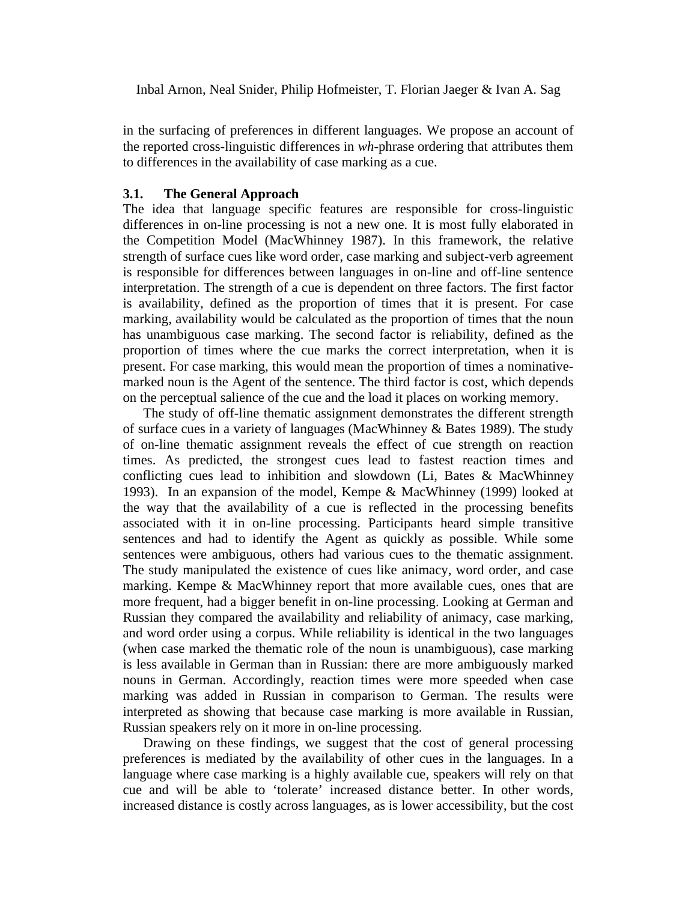in the surfacing of preferences in different languages. We propose an account of the reported cross-linguistic differences in *wh*-phrase ordering that attributes them to differences in the availability of case marking as a cue.

### 3.1. The General Approach

The idea that language specific features are responsible for cross-linguistic differences in on-line processing is not a new one. It is most fully elaborated in the Competition Model (MacWhinney 1987). In this framework, the relative strength of surface cues like word order, case marking and subject-verb agreement is responsible for differences between languages in on-line and off-line sentence interpretation. The strength of a cue is dependent on three factors. The first factor is availability, defined as the proportion of times that it is present. For case marking, availability would be calculated as the proportion of times that the noun has unambiguous case marking. The second factor is reliability, defined as the proportion of times where the cue marks the correct interpretation, when it is present. For case marking, this would mean the proportion of times a nominative-marked noun is the Agent of the sentence. The third factor is cost, which depends on the perceptual salience of the cue and the load it places on working memory.

The study of off-line thematic assignment demonstrates the different strength of surface cues in a variety of languages (MacWhinney & Bates 1989). The study of on-line thematic assignment reveals the effect of cue strength on reaction times. As predicted, the strongest cues lead to fastest reaction times and conflicting cues lead to inhibition and slowdown (Li, Bates & MacWhinney 1993). In an expansion of the model, Kempe & MacWhinney (1999) looked at the way that the availability of a cue is reflected in the processing benefits associated with it in on-line processing. Participants heard simple transitive sentences and had to identify the Agent as quickly as possible. While some sentences were ambiguous, others had various cues to the thematic assignment. The study manipulated the existence of cues like animacy, word order, and case marking. Kempe & MacWhinney report that more available cues, ones that are more frequent, had a bigger benefit in on-line processing. Looking at German and Russian they compared the availability and reliability of animacy, case marking, and word order using a corpus. While reliability is identical in the two languages (when case marked the thematic role of the noun is unambiguous), case marking is less available in German than in Russian: there are more ambiguously marked nouns in German. Accordingly, reaction times were more speeded when case marking was added in Russian in comparison to German. The results were interpreted as showing that because case marking is more available in Russian, Russian speakers rely on it more in on-line processing.

Drawing on these findings, we suggest that the cost of general processing preferences is mediated by the availability of other cues in the languages. In a language where case marking is a highly available cue, speakers will rely on that cue and will be able to 'tolerate' increased distance better. In other words, increased distance is costly across languages, as is lower accessibility, but the cost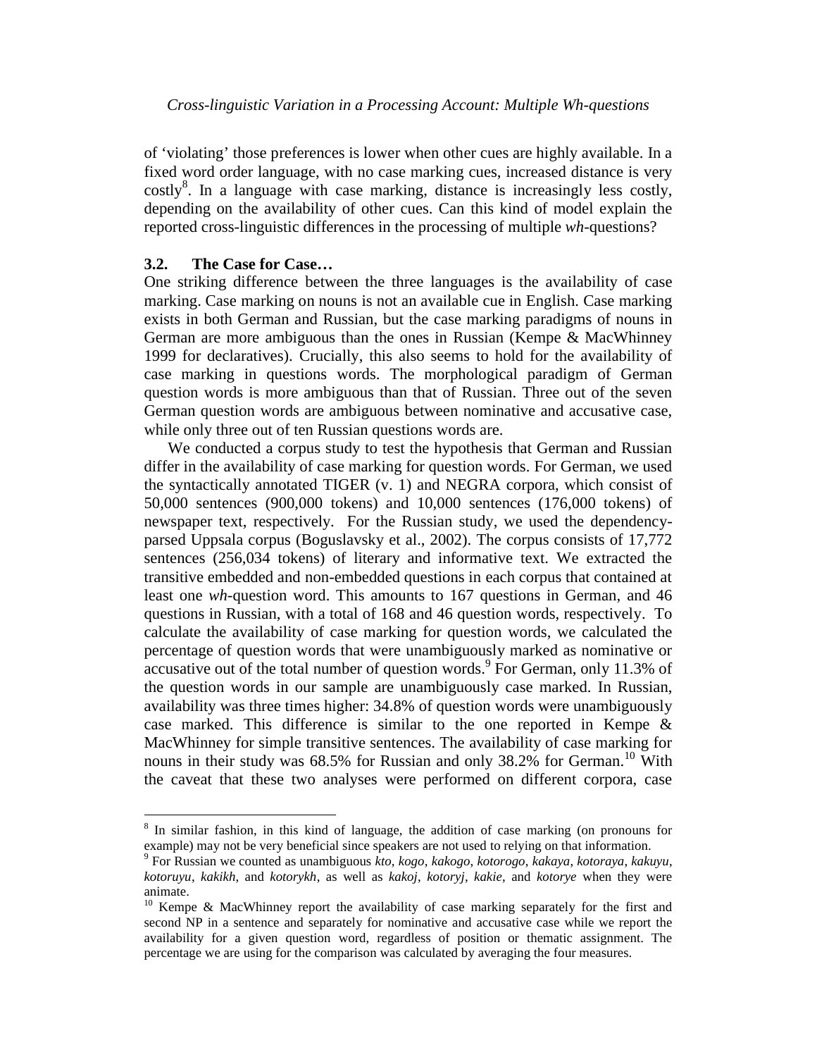of 'violating' those preferences is lower when other cues are highly available. In a fixed word order language, with no case marking cues, increased distance is very costly[8]. In a language with case marking, distance is increasingly less costly, depending on the availability of other cues. Can this kind of model explain the reported cross-linguistic differences in the processing of multiple *wh*-questions?

### 3.2. The Case for Case…

One striking difference between the three languages is the availability of case marking. Case marking on nouns is not an available cue in English. Case marking exists in both German and Russian, but the case marking paradigms of nouns in German are more ambiguous than the ones in Russian (Kempe & MacWhinney 1999 for declaratives). Crucially, this also seems to hold for the availability of case marking in questions words. The morphological paradigm of German question words is more ambiguous than that of Russian. Three out of the seven German question words are ambiguous between nominative and accusative case, while only three out of ten Russian questions words are.

We conducted a corpus study to test the hypothesis that German and Russian differ in the availability of case marking for question words. For German, we used the syntactically annotated TIGER (v. 1) and NEGRA corpora, which consist of 50,000 sentences (900,000 tokens) and 10,000 sentences (176,000 tokens) of newspaper text, respectively. For the Russian study, we used the dependency-parsed Uppsala corpus (Boguslavsky et al., 2002). The corpus consists of 17,772 sentences (256,034 tokens) of literary and informative text. We extracted the transitive embedded and non-embedded questions in each corpus that contained at least one *wh*-question word. This amounts to 167 questions in German, and 46 questions in Russian, with a total of 168 and 46 question words, respectively. To calculate the availability of case marking for question words, we calculated the percentage of question words that were unambiguously marked as nominative or accusative out of the total number of question words.[9] For German, only 11.3% of the question words in our sample are unambiguously case marked. In Russian, availability was three times higher: 34.8% of question words were unambiguously case marked. This difference is similar to the one reported in Kempe & MacWhinney for simple transitive sentences. The availability of case marking for nouns in their study was 68.5% for Russian and only 38.2% for German.[10] With the caveat that these two analyses were performed on different corpora, case

---

[8] In similar fashion, in this kind of language, the addition of case marking (on pronouns for example) may not be very beneficial since speakers are not used to relying on that information.

[9] For Russian we counted as unambiguous *kto*, *kogo*, *kakogo*, *kotorogo*, *kakaya*, *kotoraya*, *kakuyu*, *kotoruyu*, *kakikh*, and *kotorykh*, as well as *kakoj*, *kotoryj*, *kakie*, and *kotorye* when they were animate.

[10] Kempe & MacWhinney report the availability of case marking separately for the first and second NP in a sentence and separately for nominative and accusative case while we report the availability for a given question word, regardless of position or thematic assignment. The percentage we are using for the comparison was calculated by averaging the four measures.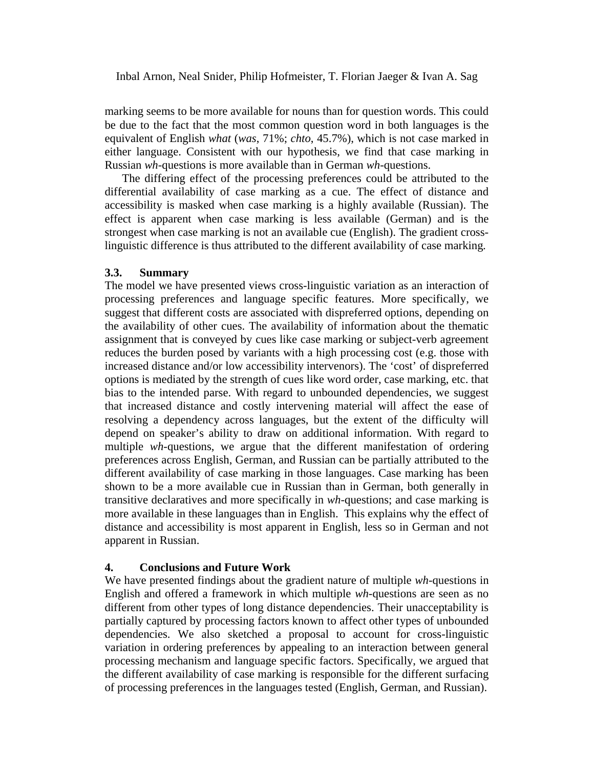marking seems to be more available for nouns than for question words. This could be due to the fact that the most common question word in both languages is the equivalent of English *what* (*was*, 71%; *chto*, 45.7%), which is not case marked in either language. Consistent with our hypothesis, we find that case marking in Russian *wh*-questions is more available than in German *wh*-questions.

The differing effect of the processing preferences could be attributed to the differential availability of case marking as a cue. The effect of distance and accessibility is masked when case marking is a highly available (Russian). The effect is apparent when case marking is less available (German) and is the strongest when case marking is not an available cue (English). The gradient cross-linguistic difference is thus attributed to the different availability of case marking.

### 3.3. Summary

The model we have presented views cross-linguistic variation as an interaction of processing preferences and language specific features. More specifically, we suggest that different costs are associated with dispreferred options, depending on the availability of other cues. The availability of information about the thematic assignment that is conveyed by cues like case marking or subject-verb agreement reduces the burden posed by variants with a high processing cost (e.g. those with increased distance and/or low accessibility intervenors). The 'cost' of dispreferred options is mediated by the strength of cues like word order, case marking, etc. that bias to the intended parse. With regard to unbounded dependencies, we suggest that increased distance and costly intervening material will affect the ease of resolving a dependency across languages, but the extent of the difficulty will depend on speaker's ability to draw on additional information. With regard to multiple *wh*-questions, we argue that the different manifestation of ordering preferences across English, German, and Russian can be partially attributed to the different availability of case marking in those languages. Case marking has been shown to be a more available cue in Russian than in German, both generally in transitive declaratives and more specifically in *wh*-questions; and case marking is more available in these languages than in English. This explains why the effect of distance and accessibility is most apparent in English, less so in German and not apparent in Russian.

## 4. Conclusions and Future Work

We have presented findings about the gradient nature of multiple *wh*-questions in English and offered a framework in which multiple *wh*-questions are seen as no different from other types of long distance dependencies. Their unacceptability is partially captured by processing factors known to affect other types of unbounded dependencies. We also sketched a proposal to account for cross-linguistic variation in ordering preferences by appealing to an interaction between general processing mechanism and language specific factors. Specifically, we argued that the different availability of case marking is responsible for the different surfacing of processing preferences in the languages tested (English, German, and Russian).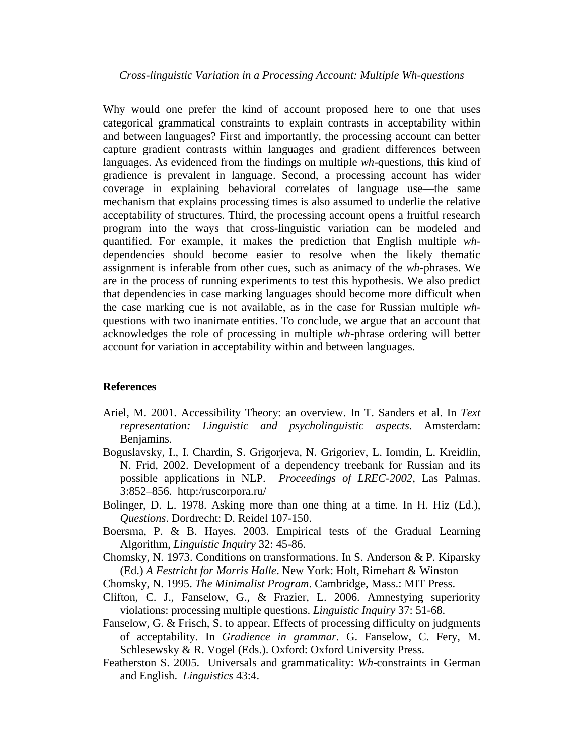Why would one prefer the kind of account proposed here to one that uses categorical grammatical constraints to explain contrasts in acceptability within and between languages? First and importantly, the processing account can better capture gradient contrasts within languages and gradient differences between languages. As evidenced from the findings on multiple *wh*-questions, this kind of gradience is prevalent in language. Second, a processing account has wider coverage in explaining behavioral correlates of language use—the same mechanism that explains processing times is also assumed to underlie the relative acceptability of structures. Third, the processing account opens a fruitful research program into the ways that cross-linguistic variation can be modeled and quantified. For example, it makes the prediction that English multiple *wh*-dependencies should become easier to resolve when the likely thematic assignment is inferable from other cues, such as animacy of the *wh*-phrases. We are in the process of running experiments to test this hypothesis. We also predict that dependencies in case marking languages should become more difficult when the case marking cue is not available, as in the case for Russian multiple *wh*-questions with two inanimate entities. To conclude, we argue that an account that acknowledges the role of processing in multiple *wh*-phrase ordering will better account for variation in acceptability within and between languages.

## References

Ariel, M. 2001. Accessibility Theory: an overview. In T. Sanders et al. In *Text representation: Linguistic and psycholinguistic aspects.* Amsterdam: Benjamins.

Boguslavsky, I., I. Chardin, S. Grigorjeva, N. Grigoriev, L. Iomdin, L. Kreidlin, N. Frid, 2002. Development of a dependency treebank for Russian and its possible applications in NLP. *Proceedings of LREC-2002*, Las Palmas. 3:852–856. http:/ruscorpora.ru/

Bolinger, D. L. 1978. Asking more than one thing at a time. In H. Hiz (Ed.), *Questions*. Dordrecht: D. Reidel 107-150.

Boersma, P. & B. Hayes. 2003. Empirical tests of the Gradual Learning Algorithm, *Linguistic Inquiry* 32: 45-86.

Chomsky, N. 1973. Conditions on transformations. In S. Anderson & P. Kiparsky (Ed.) *A Festricht for Morris Halle*. New York: Holt, Rimehart & Winston

Chomsky, N. 1995. *The Minimalist Program*. Cambridge, Mass.: MIT Press.

Clifton, C. J., Fanselow, G., & Frazier, L. 2006. Amnestying superiority violations: processing multiple questions. *Linguistic Inquiry* 37: 51-68.

Fanselow, G. & Frisch, S. to appear. Effects of processing difficulty on judgments of acceptability. In *Gradience in grammar*. G. Fanselow, C. Fery, M. Schlesewsky & R. Vogel (Eds.). Oxford: Oxford University Press.

Featherston S. 2005. Universals and grammaticality: *Wh*-constraints in German and English. *Linguistics* 43:4.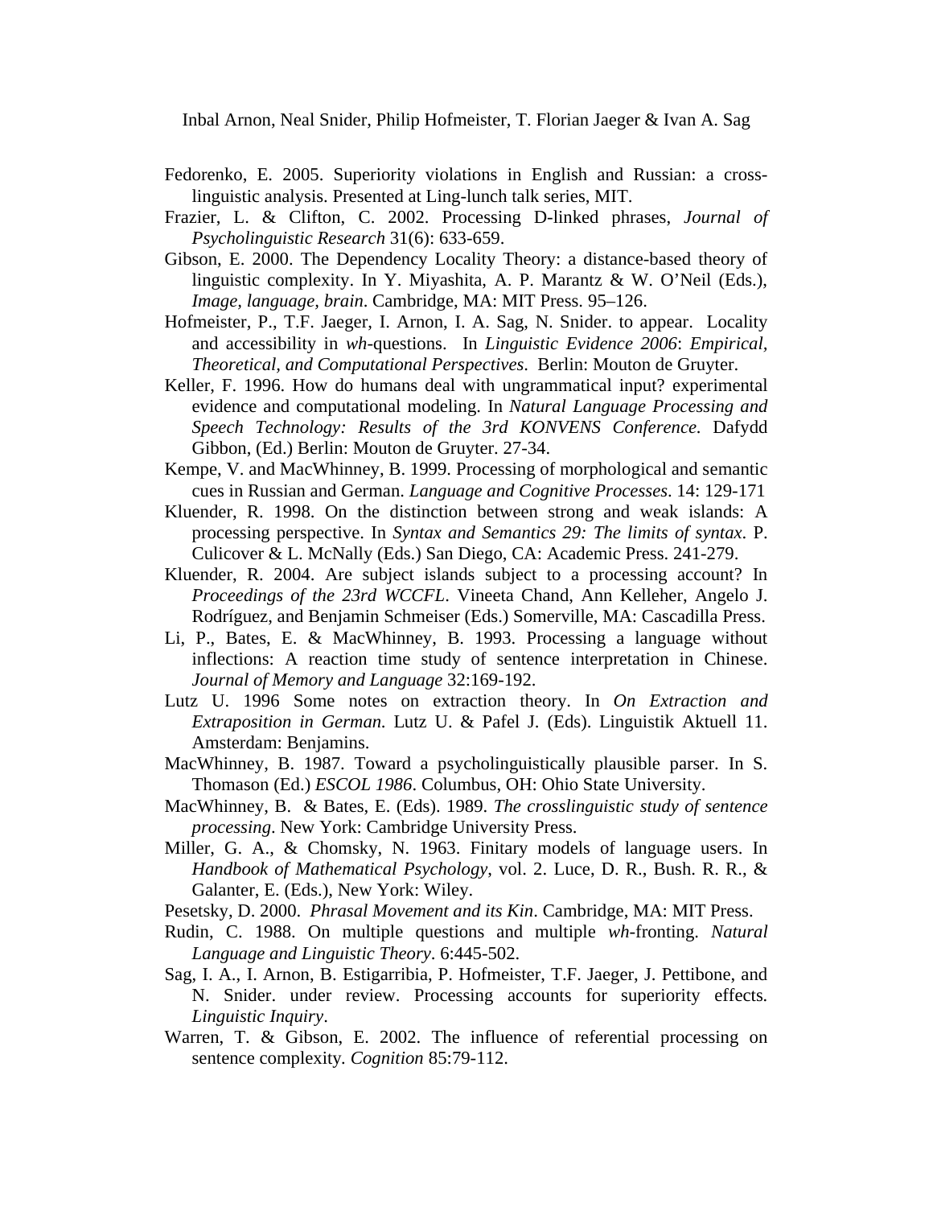Fedorenko, E. 2005. Superiority violations in English and Russian: a cross-linguistic analysis. Presented at Ling-lunch talk series, MIT.

Frazier, L. & Clifton, C. 2002. Processing D-linked phrases, *Journal of Psycholinguistic Research* 31(6): 633-659.

Gibson, E. 2000. The Dependency Locality Theory: a distance-based theory of linguistic complexity. In Y. Miyashita, A. P. Marantz & W. O'Neil (Eds.), *Image, language, brain*. Cambridge, MA: MIT Press. 95–126.

Hofmeister, P., T.F. Jaeger, I. Arnon, I. A. Sag, N. Snider. to appear. Locality and accessibility in *wh*-questions. In *Linguistic Evidence 2006*: *Empirical, Theoretical, and Computational Perspectives*. Berlin: Mouton de Gruyter.

Keller, F. 1996. How do humans deal with ungrammatical input? experimental evidence and computational modeling. In *Natural Language Processing and Speech Technology: Results of the 3rd KONVENS Conference.* Dafydd Gibbon, (Ed.) Berlin: Mouton de Gruyter. 27-34.

Kempe, V. and MacWhinney, B. 1999. Processing of morphological and semantic cues in Russian and German. *Language and Cognitive Processes*. 14: 129-171

Kluender, R. 1998. On the distinction between strong and weak islands: A processing perspective. In *Syntax and Semantics 29: The limits of syntax*. P. Culicover & L. McNally (Eds.) San Diego, CA: Academic Press. 241-279.

Kluender, R. 2004. Are subject islands subject to a processing account? In *Proceedings of the 23rd WCCFL*. Vineeta Chand, Ann Kelleher, Angelo J. Rodríguez, and Benjamin Schmeiser (Eds.) Somerville, MA: Cascadilla Press.

Li, P., Bates, E. & MacWhinney, B. 1993. Processing a language without inflections: A reaction time study of sentence interpretation in Chinese. *Journal of Memory and Language* 32:169-192.

Lutz U. 1996 Some notes on extraction theory. In *On Extraction and Extraposition in German.* Lutz U. & Pafel J. (Eds). Linguistik Aktuell 11. Amsterdam: Benjamins.

MacWhinney, B. 1987. Toward a psycholinguistically plausible parser. In S. Thomason (Ed.) *ESCOL 1986*. Columbus, OH: Ohio State University.

MacWhinney, B. & Bates, E. (Eds). 1989. *The crosslinguistic study of sentence processing*. New York: Cambridge University Press.

Miller, G. A., & Chomsky, N. 1963. Finitary models of language users. In *Handbook of Mathematical Psychology*, vol. 2. Luce, D. R., Bush. R. R., & Galanter, E. (Eds.), New York: Wiley.

Pesetsky, D. 2000. *Phrasal Movement and its Kin*. Cambridge, MA: MIT Press.

Rudin, C. 1988. On multiple questions and multiple *wh*-fronting. *Natural Language and Linguistic Theory*. 6:445-502.

Sag, I. A., I. Arnon, B. Estigarribia, P. Hofmeister, T.F. Jaeger, J. Pettibone, and N. Snider. under review. Processing accounts for superiority effects. *Linguistic Inquiry*.

Warren, T. & Gibson, E. 2002. The influence of referential processing on sentence complexity. *Cognition* 85:79-112.